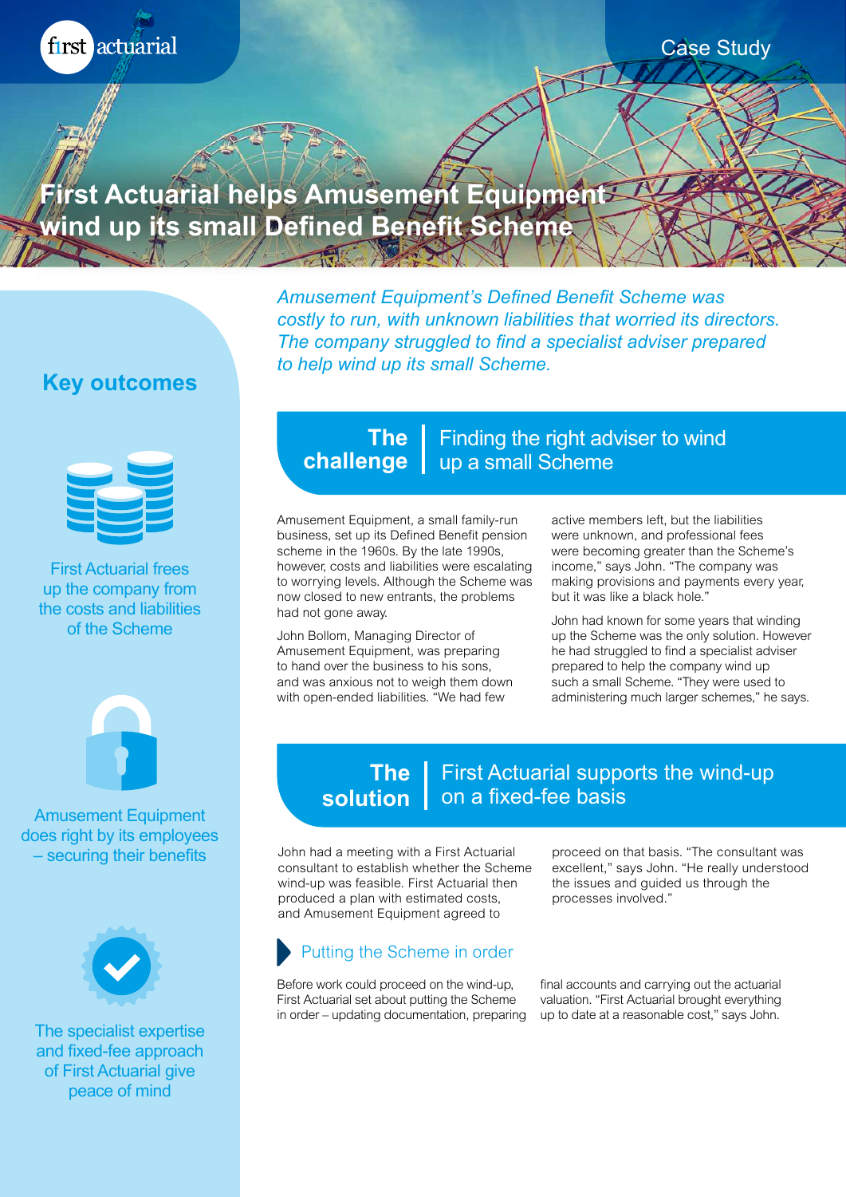Case Study

# First Actuarial helps Amusement Equipment wind up its small Defined Benefit Scheme

*Amusement Equipment's Defined Benefit Scheme was costly to run, with unknown liabilities that worried its directors. The company struggled to find a specialist adviser prepared to help wind up its small Scheme.*

## Key outcomes

First Actuarial frees up the company from the costs and liabilities of the Scheme

Amusement Equipment does right by its employees – securing their benefits

The specialist expertise and fixed-fee approach of First Actuarial give peace of mind

## The challenge | Finding the right adviser to wind up a small Scheme

Amusement Equipment, a small family-run business, set up its Defined Benefit pension scheme in the 1960s. By the late 1990s, however, costs and liabilities were escalating to worrying levels. Although the Scheme was now closed to new entrants, the problems had not gone away.

John Bollom, Managing Director of Amusement Equipment, was preparing to hand over the business to his sons, and was anxious not to weigh them down with open-ended liabilities. "We had few active members left, but the liabilities were unknown, and professional fees were becoming greater than the Scheme's income," says John. "The company was making provisions and payments every year, but it was like a black hole."

John had known for some years that winding up the Scheme was the only solution. However he had struggled to find a specialist adviser prepared to help the company wind up such a small Scheme. "They were used to administering much larger schemes," he says.

## The solution | First Actuarial supports the wind-up on a fixed-fee basis

John had a meeting with a First Actuarial consultant to establish whether the Scheme wind-up was feasible. First Actuarial then produced a plan with estimated costs, and Amusement Equipment agreed to proceed on that basis. "The consultant was excellent," says John. "He really understood the issues and guided us through the processes involved."

### Putting the Scheme in order

Before work could proceed on the wind-up, First Actuarial set about putting the Scheme in order – updating documentation, preparing final accounts and carrying out the actuarial valuation. "First Actuarial brought everything up to date at a reasonable cost," says John.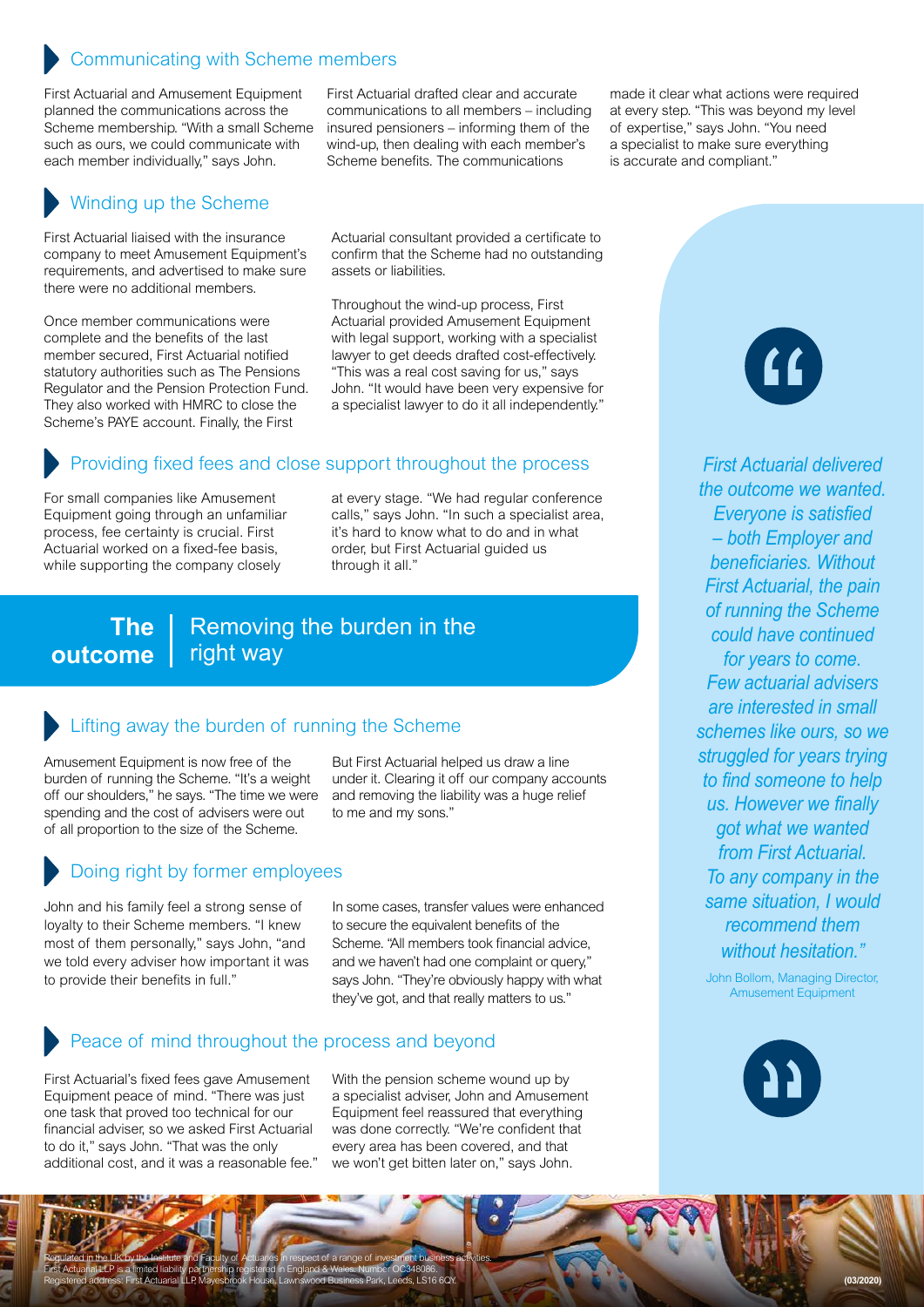## Communicating with Scheme members

First Actuarial and Amusement Equipment planned the communications across the Scheme membership. "With a small Scheme such as ours, we could communicate with each member individually," says John.

First Actuarial drafted clear and accurate communications to all members – including insured pensioners – informing them of the wind-up, then dealing with each member's Scheme benefits. The communications made it clear what actions were required at every step. "This was beyond my level of expertise," says John. "You need a specialist to make sure everything is accurate and compliant."

## Winding up the Scheme

First Actuarial liaised with the insurance company to meet Amusement Equipment's requirements, and advertised to make sure there were no additional members.

Once member communications were complete and the benefits of the last member secured, First Actuarial notified statutory authorities such as The Pensions Regulator and the Pension Protection Fund. They also worked with HMRC to close the Scheme's PAYE account. Finally, the First Actuarial consultant provided a certificate to confirm that the Scheme had no outstanding assets or liabilities.

Throughout the wind-up process, First Actuarial provided Amusement Equipment with legal support, working with a specialist lawyer to get deeds drafted cost-effectively. "This was a real cost saving for us," says John. "It would have been very expensive for a specialist lawyer to do it all independently."

## Providing fixed fees and close support throughout the process

For small companies like Amusement Equipment going through an unfamiliar process, fee certainty is crucial. First Actuarial worked on a fixed-fee basis, while supporting the company closely at every stage. "We had regular conference calls," says John. "In such a specialist area, it's hard to know what to do and in what order, but First Actuarial guided us through it all."

# The outcome | Removing the burden in the right way

## Lifting away the burden of running the Scheme

Amusement Equipment is now free of the burden of running the Scheme. "It's a weight off our shoulders," he says. "The time we were spending and the cost of advisers were out of all proportion to the size of the Scheme. But First Actuarial helped us draw a line under it. Clearing it off our company accounts and removing the liability was a huge relief to me and my sons."

## Doing right by former employees

John and his family feel a strong sense of loyalty to their Scheme members. "I knew most of them personally," says John, "and we told every adviser how important it was to provide their benefits in full."

In some cases, transfer values were enhanced to secure the equivalent benefits of the Scheme. "All members took financial advice, and we haven't had one complaint or query," says John. "They're obviously happy with what they've got, and that really matters to us."

## Peace of mind throughout the process and beyond

First Actuarial's fixed fees gave Amusement Equipment peace of mind. "There was just one task that proved too technical for our financial adviser, so we asked First Actuarial to do it," says John. "That was the only additional cost, and it was a reasonable fee."

With the pension scheme wound up by a specialist adviser, John and Amusement Equipment feel reassured that everything was done correctly. "We're confident that every area has been covered, and that we won't get bitten later on," says John.

> *First Actuarial delivered the outcome we wanted. Everyone is satisfied – both Employer and beneficiaries. Without First Actuarial, the pain of running the Scheme could have continued for years to come. Few actuarial advisers are interested in small schemes like ours, so we struggled for years trying to find someone to help us. However we finally got what we wanted from First Actuarial. To any company in the same situation, I would recommend them without hesitation."*
>
> John Bollom, Managing Director, Amusement Equipment

Regulated in the UK by the Institute and Faculty of Actuaries in respect of a range of investment business activities.
First Actuarial LLP is a limited liability partnership registered in England & Wales. Number OC348086.
Registered address: First Actuarial LLP, Mayesbrook House, Lawnswood Business Park, Leeds, LS16 6QY.

(03/2020)